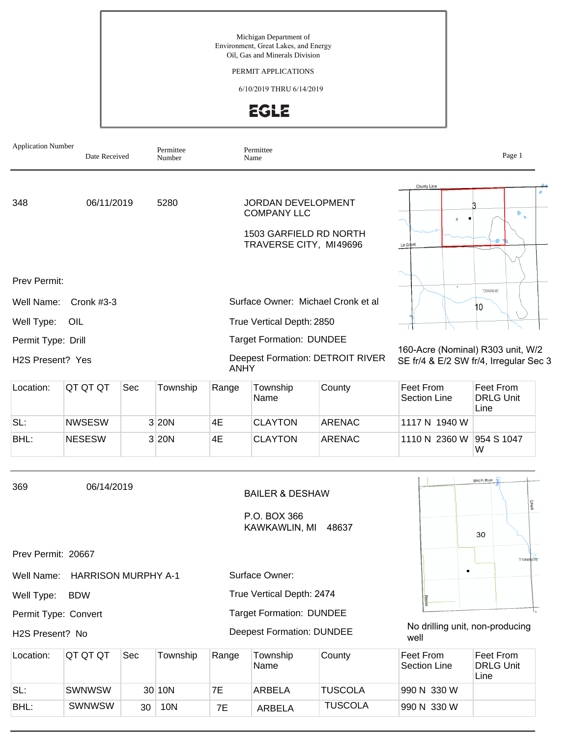Michigan Department of
Environment, Great Lakes, and Energy
Oil, Gas and Minerals Division

PERMIT APPLICATIONS

6/10/2019 THRU 6/14/2019

EGLE

| Application Number | Date Received | Permittee Number | Permittee Name |
|---|---|---|---|

---

**348** 06/11/2019 5280

JORDAN DEVELOPMENT COMPANY LLC

1503 GARFIELD RD NORTH
TRAVERSE CITY, MI49696

Prev Permit:

Well Name: Cronk #3-3

Well Type: OIL

Permit Type: Drill

H2S Present? Yes

Surface Owner: Michael Cronk et al

True Vertical Depth: 2850

Target Formation: DUNDEE

Deepest Formation: DETROIT RIVER ANHY

160-Acre (Nominal) R303 unit, W/2 SE fr/4 & E/2 SW fr/4, Irregular Sec 3

| Location: | QT QT QT | Sec | Township | Range | Township Name | County | Feet From Section Line | Feet From DRLG Unit Line |
|---|---|---|---|---|---|---|---|---|
| SL: | NWSESW | 3 | 20N | 4E | CLAYTON | ARENAC | 1117 N 1940 W | |
| BHL: | NESESW | 3 | 20N | 4E | CLAYTON | ARENAC | 1110 N 2360 W | 954 S 1047 W |

---

**369** 06/14/2019

BAILER & DESHAW

P.O. BOX 366
KAWKAWLIN, MI 48637

Prev Permit: 20667

Well Name: HARRISON MURPHY A-1

Well Type: BDW

Permit Type: Convert

H2S Present? No

Surface Owner:

True Vertical Depth: 2474

Target Formation: DUNDEE

Deepest Formation: DUNDEE

No drilling unit, non-producing well

| Location: | QT QT QT | Sec | Township | Range | Township Name | County | Feet From Section Line | Feet From DRLG Unit Line |
|---|---|---|---|---|---|---|---|---|
| SL: | SWNWSW | 30 | 10N | 7E | ARBELA | TUSCOLA | 990 N 330 W | |
| BHL: | SWNWSW | 30 | 10N | 7E | ARBELA | TUSCOLA | 990 N 330 W | |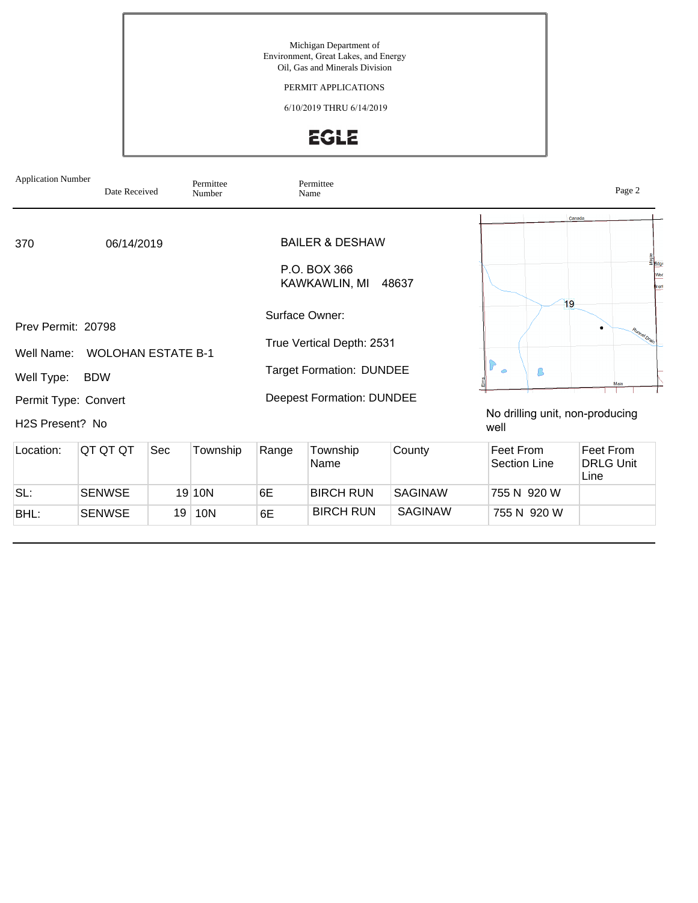Michigan Department of Environment, Great Lakes, and Energy
Oil, Gas and Minerals Division

PERMIT APPLICATIONS

6/10/2019 THRU 6/14/2019

EGLE

| Application Number | Date Received | Permittee Number | Permittee Name |
|---|---|---|---|
| 370 | 06/14/2019 | | BAILER & DESHAW |

P.O. BOX 366
KAWKAWLIN, MI 48637

Prev Permit: 20798

Well Name: WOLOHAN ESTATE B-1

Well Type: BDW

Permit Type: Convert

H2S Present? No

Surface Owner:

True Vertical Depth: 2531

Target Formation: DUNDEE

Deepest Formation: DUNDEE

No drilling unit, non-producing well

| Location: | QT QT QT | Sec | Township | Range | Township Name | County | Feet From Section Line | Feet From DRLG Unit Line |
|---|---|---|---|---|---|---|---|---|
| SL: | SENWSE | 19 | 10N | 6E | BIRCH RUN | SAGINAW | 755 N 920 W | |
| BHL: | SENWSE | 19 | 10N | 6E | BIRCH RUN | SAGINAW | 755 N 920 W | |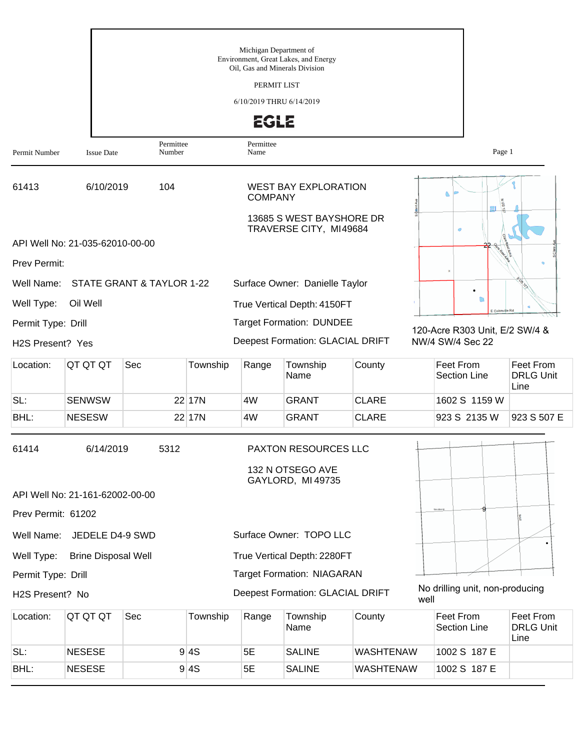Michigan Department of
Environment, Great Lakes, and Energy
Oil, Gas and Minerals Division

PERMIT LIST

6/10/2019 THRU 6/14/2019

EGLE

| Permit Number | Issue Date | Permittee Number | Permittee Name |
|---|---|---|---|

---

**61413** | 6/10/2019 | 104 | WEST BAY EXPLORATION COMPANY

13685 S WEST BAYSHORE DR
TRAVERSE CITY, MI49684

API Well No: 21-035-62010-00-00

Prev Permit:

Well Name: STATE GRANT & TAYLOR 1-22

Surface Owner: Danielle Taylor

Well Type: Oil Well

True Vertical Depth: 4150FT

Permit Type: Drill

Target Formation: DUNDEE

H2S Present? Yes

Deepest Formation: GLACIAL DRIFT

120-Acre R303 Unit, E/2 SW/4 & NW/4 SW/4 Sec 22

| Location: | QT QT QT | Sec | Township | Range | Township Name | County | Feet From Section Line | Feet From DRLG Unit Line |
|---|---|---|---|---|---|---|---|---|
| SL: | SENWSW | 22 | 17N | 4W | GRANT | CLARE | 1602 S 1159 W | |
| BHL: | NESESW | 22 | 17N | 4W | GRANT | CLARE | 923 S 2135 W | 923 S 507 E |

---

**61414** | 6/14/2019 | 5312 | PAXTON RESOURCES LLC

132 N OTSEGO AVE
GAYLORD, MI 49735

API Well No: 21-161-62002-00-00

Prev Permit: 61202

Well Name: JEDELE D4-9 SWD

Surface Owner: TOPO LLC

Well Type: Brine Disposal Well

True Vertical Depth: 2280FT

Permit Type: Drill

Target Formation: NIAGARAN

H2S Present? No

Deepest Formation: GLACIAL DRIFT

No drilling unit, non-producing well

| Location: | QT QT QT | Sec | Township | Range | Township Name | County | Feet From Section Line | Feet From DRLG Unit Line |
|---|---|---|---|---|---|---|---|---|
| SL: | NESESE | 9 | 4S | 5E | SALINE | WASHTENAW | 1002 S 187 E | |
| BHL: | NESESE | 9 | 4S | 5E | SALINE | WASHTENAW | 1002 S 187 E | |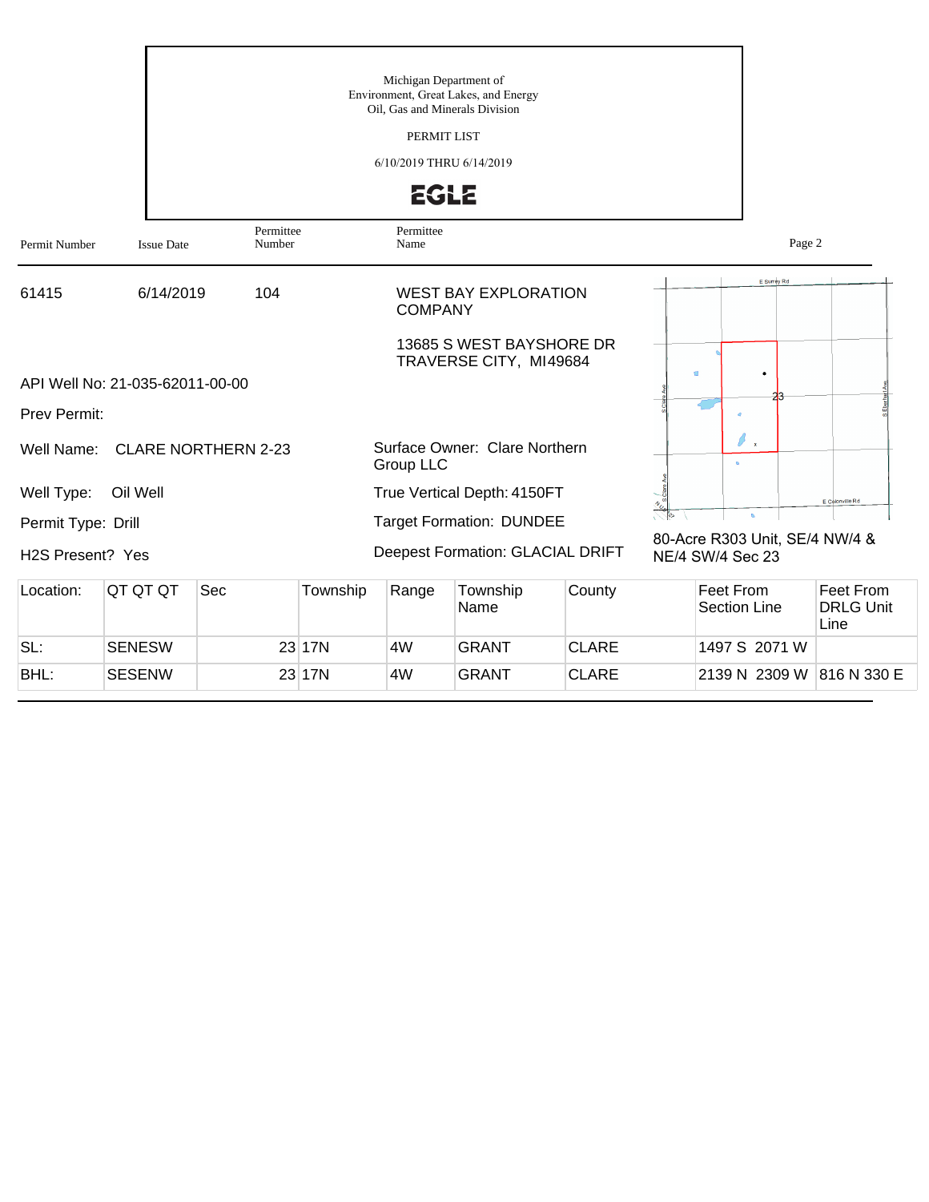Michigan Department of
Environment, Great Lakes, and Energy
Oil, Gas and Minerals Division

PERMIT LIST

6/10/2019 THRU 6/14/2019

EGLE

| Permit Number | Issue Date | Permittee Number | Permittee Name |
|---|---|---|---|
| 61415 | 6/14/2019 | 104 | WEST BAY EXPLORATION COMPANY |

13685 S WEST BAYSHORE DR
TRAVERSE CITY, MI49684

API Well No: 21-035-62011-00-00

Prev Permit:

Well Name: CLARE NORTHERN 2-23

Well Type: Oil Well

Permit Type: Drill

H2S Present? Yes

Surface Owner: Clare Northern Group LLC

True Vertical Depth: 4150FT

Target Formation: DUNDEE

Deepest Formation: GLACIAL DRIFT

80-Acre R303 Unit, SE/4 NW/4 & NE/4 SW/4 Sec 23

| Location: | QT QT QT | Sec | Township | Range | Township Name | County | Feet From Section Line | Feet From DRLG Unit Line |
|---|---|---|---|---|---|---|---|---|
| SL: | SENESW | 23 | 17N | 4W | GRANT | CLARE | 1497 S 2071 W | |
| BHL: | SESENW | 23 | 17N | 4W | GRANT | CLARE | 2139 N 2309 W | 816 N 330 E |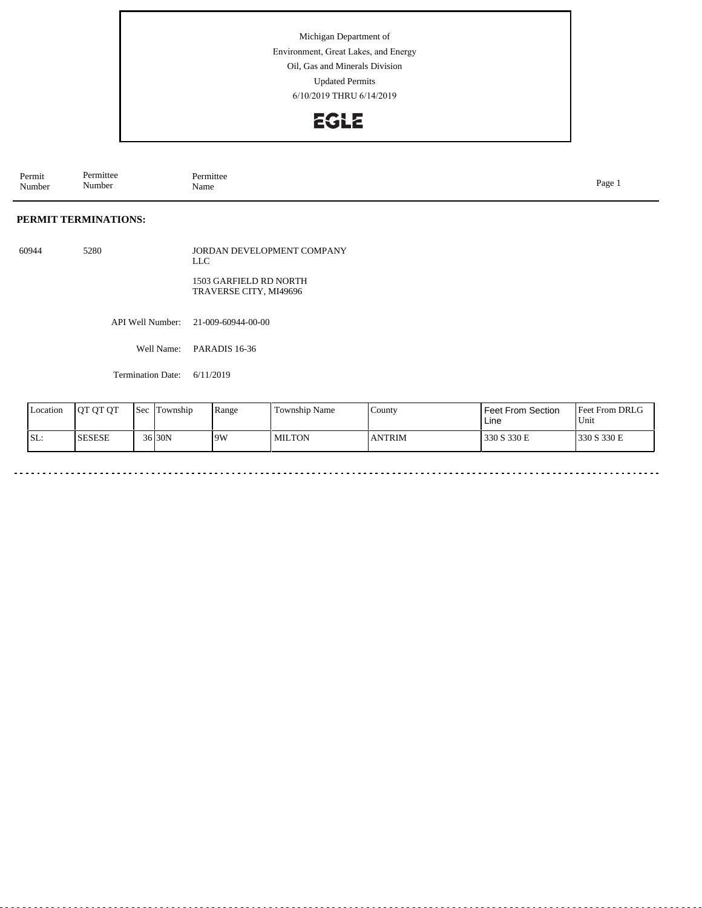Michigan Department of
Environment, Great Lakes, and Energy
Oil, Gas and Minerals Division
Updated Permits
6/10/2019 THRU 6/14/2019

EGLE

| Permit Number | Permittee Number | Permittee Name |
|---|---|---|

**PERMIT TERMINATIONS:**

60944 5280 JORDAN DEVELOPMENT COMPANY LLC

1503 GARFIELD RD NORTH
TRAVERSE CITY, MI49696

API Well Number: 21-009-60944-00-00

Well Name: PARADIS 16-36

Termination Date: 6/11/2019

| Location | QT QT QT | Sec | Township | Range | Township Name | County | Feet From Section Line | Feet From DRLG Unit |
|---|---|---|---|---|---|---|---|---|
| SL: | SESESE | 36 | 30N | 9W | MILTON | ANTRIM | 330 S 330 E | 330 S 330 E |